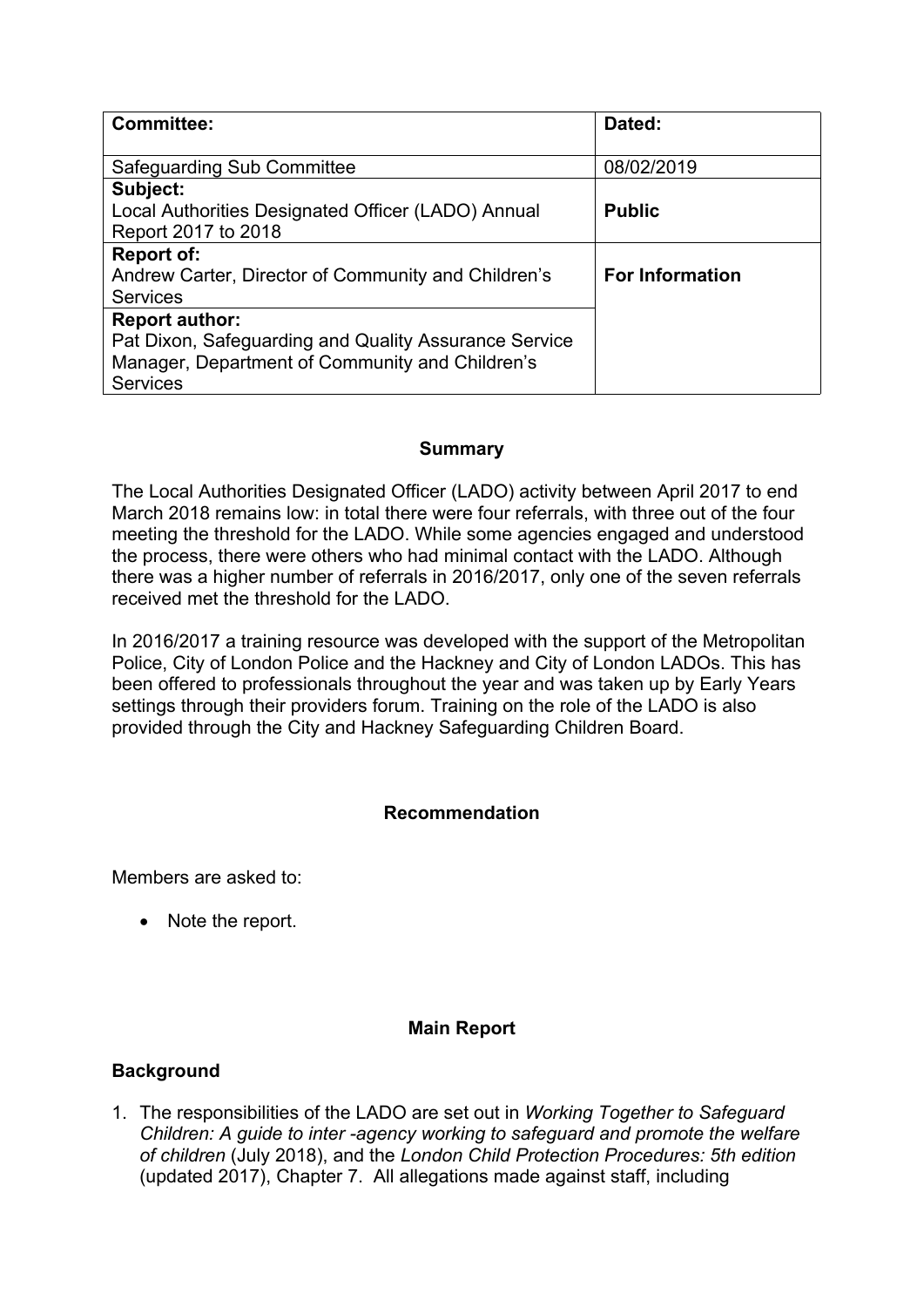| **Committee:** | **Dated:** |
| --- | --- |
| Safeguarding Sub Committee | 08/02/2019 |
| **Subject:**<br>Local Authorities Designated Officer (LADO) Annual Report 2017 to 2018 | **Public** |
| **Report of:**<br>Andrew Carter, Director of Community and Children's Services | **For Information** |
| **Report author:**<br>Pat Dixon, Safeguarding and Quality Assurance Service Manager, Department of Community and Children's Services | |

## Summary

The Local Authorities Designated Officer (LADO) activity between April 2017 to end March 2018 remains low: in total there were four referrals, with three out of the four meeting the threshold for the LADO. While some agencies engaged and understood the process, there were others who had minimal contact with the LADO. Although there was a higher number of referrals in 2016/2017, only one of the seven referrals received met the threshold for the LADO.

In 2016/2017 a training resource was developed with the support of the Metropolitan Police, City of London Police and the Hackney and City of London LADOs. This has been offered to professionals throughout the year and was taken up by Early Years settings through their providers forum. Training on the role of the LADO is also provided through the City and Hackney Safeguarding Children Board.

## Recommendation

Members are asked to:

- Note the report.

## Main Report

### Background

1. The responsibilities of the LADO are set out in *Working Together to Safeguard Children: A guide to inter -agency working to safeguard and promote the welfare of children* (July 2018), and the *London Child Protection Procedures: 5th edition* (updated 2017), Chapter 7. All allegations made against staff, including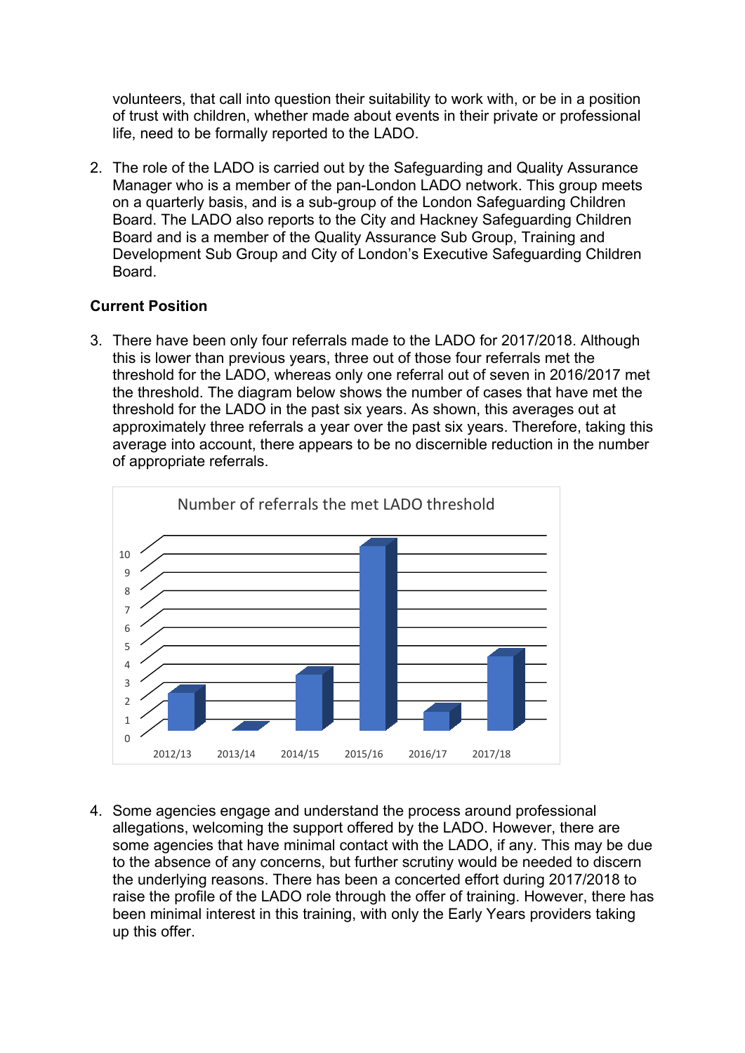volunteers, that call into question their suitability to work with, or be in a position of trust with children, whether made about events in their private or professional life, need to be formally reported to the LADO.

2. The role of the LADO is carried out by the Safeguarding and Quality Assurance Manager who is a member of the pan-London LADO network. This group meets on a quarterly basis, and is a sub-group of the London Safeguarding Children Board. The LADO also reports to the City and Hackney Safeguarding Children Board and is a member of the Quality Assurance Sub Group, Training and Development Sub Group and City of London's Executive Safeguarding Children Board.

**Current Position**

3. There have been only four referrals made to the LADO for 2017/2018. Although this is lower than previous years, three out of those four referrals met the threshold for the LADO, whereas only one referral out of seven in 2016/2017 met the threshold. The diagram below shows the number of cases that have met the threshold for the LADO in the past six years. As shown, this averages out at approximately three referrals a year over the past six years. Therefore, taking this average into account, there appears to be no discernible reduction in the number of appropriate referrals.

Number of referrals the met LADO threshold

| Year | Number |
|---|---|
| 2012/13 | 2 |
| 2013/14 | 0 |
| 2014/15 | 3 |
| 2015/16 | 10 |
| 2016/17 | 1 |
| 2017/18 | 4 |

4. Some agencies engage and understand the process around professional allegations, welcoming the support offered by the LADO. However, there are some agencies that have minimal contact with the LADO, if any. This may be due to the absence of any concerns, but further scrutiny would be needed to discern the underlying reasons. There has been a concerted effort during 2017/2018 to raise the profile of the LADO role through the offer of training. However, there has been minimal interest in this training, with only the Early Years providers taking up this offer.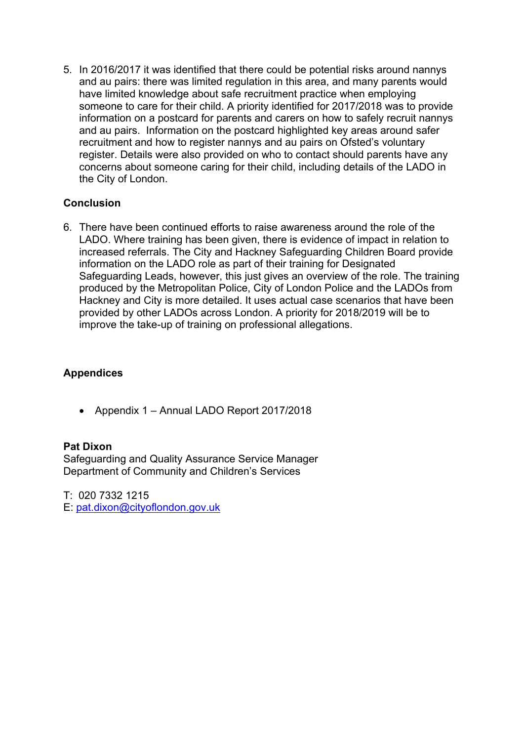5. In 2016/2017 it was identified that there could be potential risks around nannys and au pairs: there was limited regulation in this area, and many parents would have limited knowledge about safe recruitment practice when employing someone to care for their child. A priority identified for 2017/2018 was to provide information on a postcard for parents and carers on how to safely recruit nannys and au pairs. Information on the postcard highlighted key areas around safer recruitment and how to register nannys and au pairs on Ofsted's voluntary register. Details were also provided on who to contact should parents have any concerns about someone caring for their child, including details of the LADO in the City of London.

**Conclusion**

6. There have been continued efforts to raise awareness around the role of the LADO. Where training has been given, there is evidence of impact in relation to increased referrals. The City and Hackney Safeguarding Children Board provide information on the LADO role as part of their training for Designated Safeguarding Leads, however, this just gives an overview of the role. The training produced by the Metropolitan Police, City of London Police and the LADOs from Hackney and City is more detailed. It uses actual case scenarios that have been provided by other LADOs across London. A priority for 2018/2019 will be to improve the take-up of training on professional allegations.

**Appendices**

- Appendix 1 – Annual LADO Report 2017/2018

**Pat Dixon**
Safeguarding and Quality Assurance Service Manager
Department of Community and Children's Services

T: 020 7332 1215
E: pat.dixon@cityoflondon.gov.uk